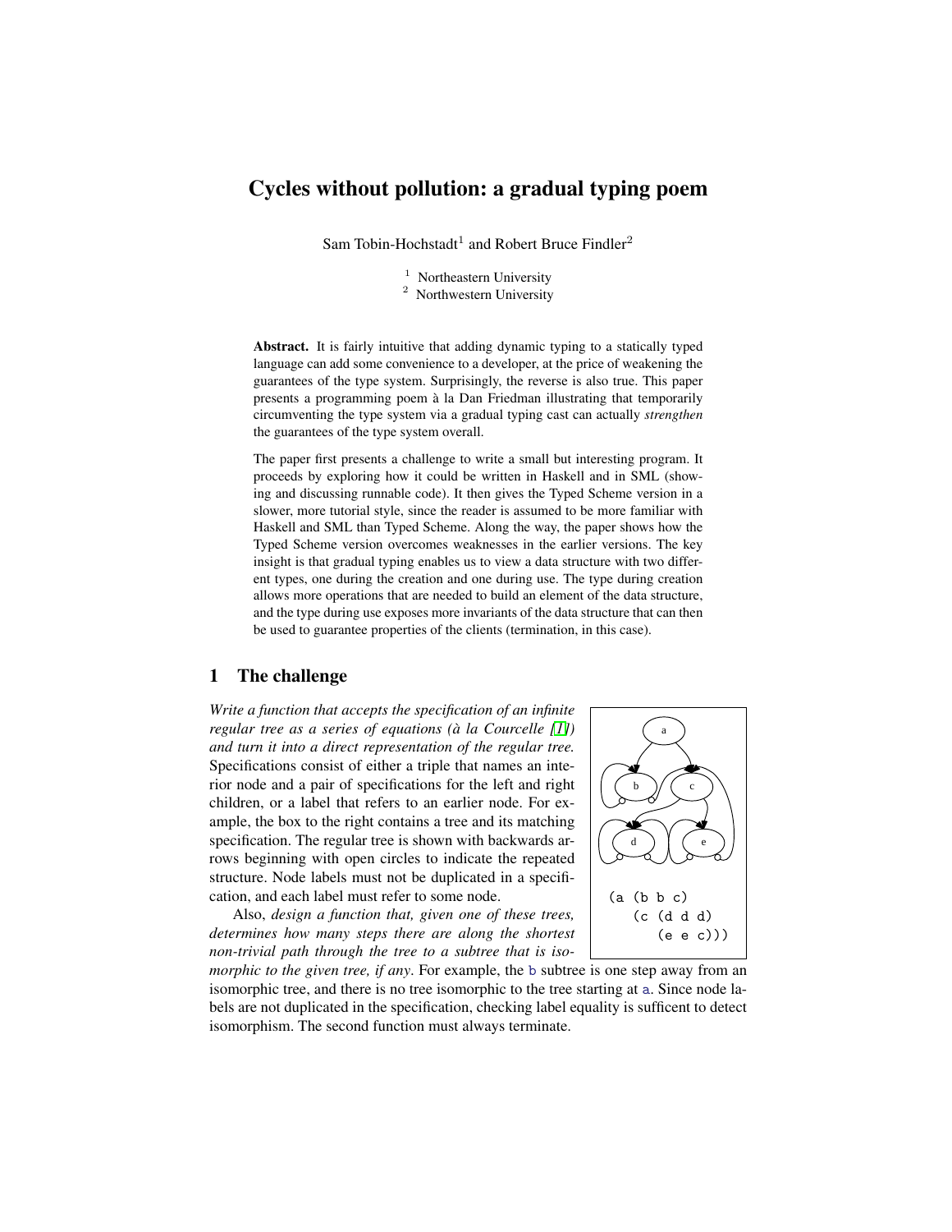# Cycles without pollution: a gradual typing poem

Sam Tobin-Hochstadt[1] and Robert Bruce Findler[2]

[1] Northeastern University
[2] Northwestern University

**Abstract.** It is fairly intuitive that adding dynamic typing to a statically typed language can add some convenience to a developer, at the price of weakening the guarantees of the type system. Surprisingly, the reverse is also true. This paper presents a programming poem à la Dan Friedman illustrating that temporarily circumventing the type system via a gradual typing cast can actually *strengthen* the guarantees of the type system overall.

The paper first presents a challenge to write a small but interesting program. It proceeds by exploring how it could be written in Haskell and in SML (showing and discussing runnable code). It then gives the Typed Scheme version in a slower, more tutorial style, since the reader is assumed to be more familiar with Haskell and SML than Typed Scheme. Along the way, the paper shows how the Typed Scheme version overcomes weaknesses in the earlier versions. The key insight is that gradual typing enables us to view a data structure with two different types, one during the creation and one during use. The type during creation allows more operations that are needed to build an element of the data structure, and the type during use exposes more invariants of the data structure that can then be used to guarantee properties of the clients (termination, in this case).

## 1 The challenge

*Write a function that accepts the specification of an infinite regular tree as a series of equations (à la Courcelle [1]) and turn it into a direct representation of the regular tree.* Specifications consist of either a triple that names an interior node and a pair of specifications for the left and right children, or a label that refers to an earlier node. For example, the box to the right contains a tree and its matching specification. The regular tree is shown with backwards arrows beginning with open circles to indicate the repeated structure. Node labels must not be duplicated in a specification, and each label must refer to some node.

```
(a (b b c)
   (c (d d d)
      (e e c)))
```

Also, *design a function that, given one of these trees, determines how many steps there are along the shortest non-trivial path through the tree to a subtree that is isomorphic to the given tree, if any*. For example, the `b` subtree is one step away from an isomorphic tree, and there is no tree isomorphic to the tree starting at `a`. Since node labels are not duplicated in the specification, checking label equality is sufficent to detect isomorphism. The second function must always terminate.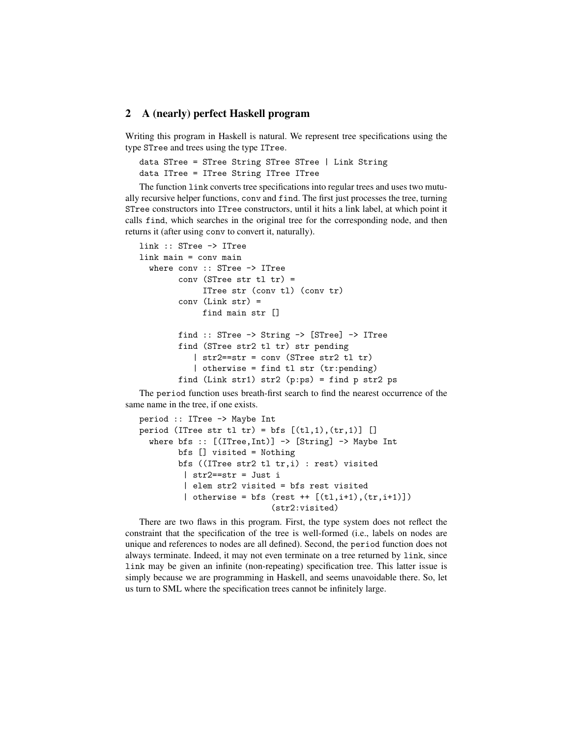## 2 A (nearly) perfect Haskell program

Writing this program in Haskell is natural. We represent tree specifications using the type `STree` and trees using the type `ITree`.

```
data STree = STree String STree STree | Link String
data ITree = ITree String ITree ITree
```

The function `link` converts tree specifications into regular trees and uses two mutually recursive helper functions, `conv` and `find`. The first just processes the tree, turning `STree` constructors into `ITree` constructors, until it hits a link label, at which point it calls `find`, which searches in the original tree for the corresponding node, and then returns it (after using `conv` to convert it, naturally).

```
link :: STree -> ITree
link main = conv main
  where conv :: STree -> ITree
        conv (STree str tl tr) =
             ITree str (conv tl) (conv tr)
        conv (Link str) =
             find main str []

        find :: STree -> String -> [STree] -> ITree
        find (STree str2 tl tr) str pending
           | str2==str = conv (STree str2 tl tr)
           | otherwise = find tl str (tr:pending)
        find (Link str1) str2 (p:ps) = find p str2 ps
```

The `period` function uses breath-first search to find the nearest occurrence of the same name in the tree, if one exists.

```
period :: ITree -> Maybe Int
period (ITree str tl tr) = bfs [(tl,1),(tr,1)] []
  where bfs :: [(ITree,Int)] -> [String] -> Maybe Int
        bfs [] visited = Nothing
        bfs ((ITree str2 tl tr,i) : rest) visited
         | str2==str = Just i
         | elem str2 visited = bfs rest visited
         | otherwise = bfs (rest ++ [(tl,i+1),(tr,i+1)])
                           (str2:visited)
```

There are two flaws in this program. First, the type system does not reflect the constraint that the specification of the tree is well-formed (i.e., labels on nodes are unique and references to nodes are all defined). Second, the `period` function does not always terminate. Indeed, it may not even terminate on a tree returned by `link`, since `link` may be given an infinite (non-repeating) specification tree. This latter issue is simply because we are programming in Haskell, and seems unavoidable there. So, let us turn to SML where the specification trees cannot be infinitely large.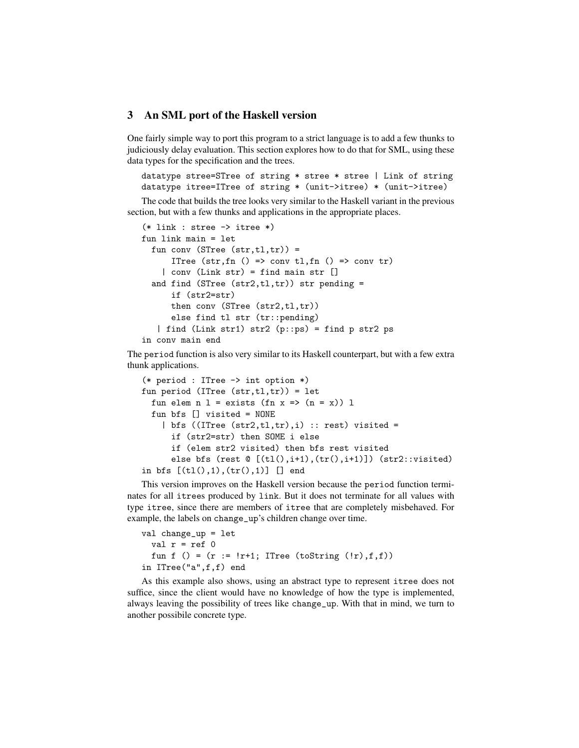## 3 An SML port of the Haskell version

One fairly simple way to port this program to a strict language is to add a few thunks to judiciously delay evaluation. This section explores how to do that for SML, using these data types for the specification and the trees.

```
datatype stree=STree of string * stree * stree | Link of string
datatype itree=ITree of string * (unit->itree) * (unit->itree)
```

The code that builds the tree looks very similar to the Haskell variant in the previous section, but with a few thunks and applications in the appropriate places.

```
(* link : stree -> itree *)
fun link main = let
  fun conv (STree (str,tl,tr)) =
      ITree (str,fn () => conv tl,fn () => conv tr)
    | conv (Link str) = find main str []
  and find (STree (str2,tl,tr)) str pending =
      if (str2=str)
      then conv (STree (str2,tl,tr))
      else find tl str (tr::pending)
   | find (Link str1) str2 (p::ps) = find p str2 ps
in conv main end
```

The period function is also very similar to its Haskell counterpart, but with a few extra thunk applications.

```
(* period : ITree -> int option *)
fun period (ITree (str,tl,tr)) = let
  fun elem n l = exists (fn x => (n = x)) l
  fun bfs [] visited = NONE
    | bfs ((ITree (str2,tl,tr),i) :: rest) visited =
      if (str2=str) then SOME i else
      if (elem str2 visited) then bfs rest visited
      else bfs (rest @ [(tl(),i+1),(tr(),i+1)]) (str2::visited)
in bfs [(tl(),1),(tr(),1)] [] end
```

This version improves on the Haskell version because the period function terminates for all itrees produced by link. But it does not terminate for all values with type itree, since there are members of itree that are completely misbehaved. For example, the labels on change_up's children change over time.

```
val change_up = let
  val r = ref 0
  fun f () = (r := !r+1; ITree (toString (!r),f,f))
in ITree("a",f,f) end
```

As this example also shows, using an abstract type to represent itree does not suffice, since the client would have no knowledge of how the type is implemented, always leaving the possibility of trees like change_up. With that in mind, we turn to another possibile concrete type.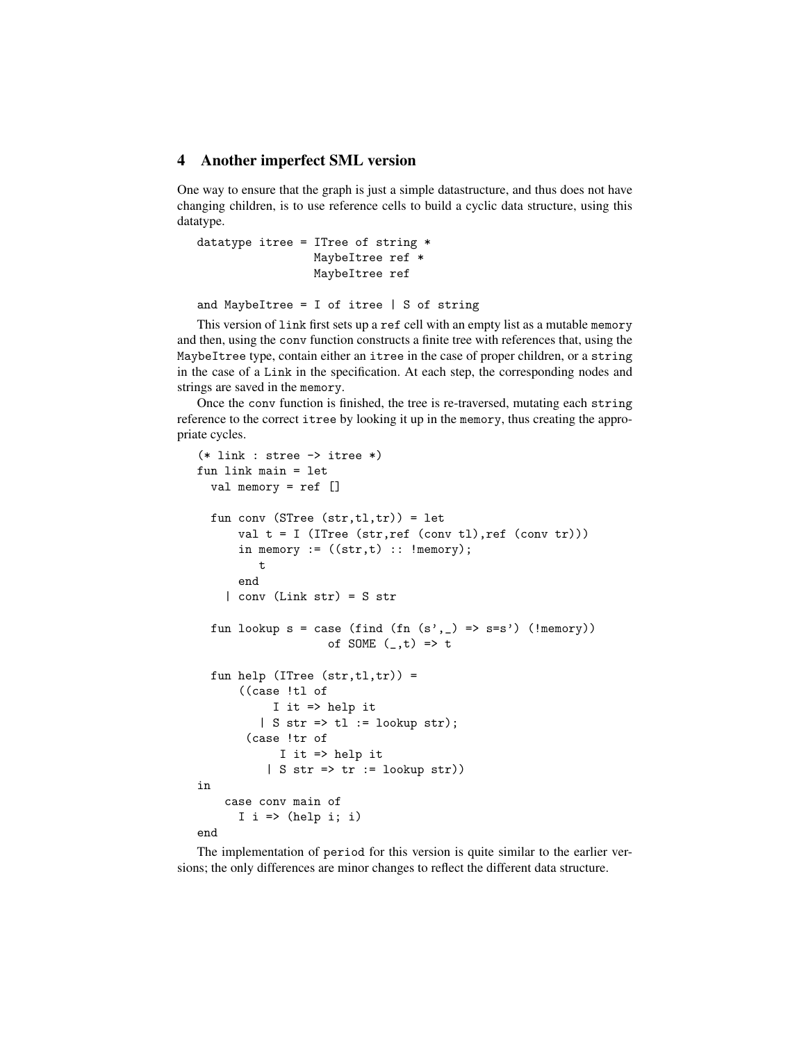## 4 Another imperfect SML version

One way to ensure that the graph is just a simple datastructure, and thus does not have changing children, is to use reference cells to build a cyclic data structure, using this datatype.

```
datatype itree = ITree of string *
                 MaybeItree ref *
                 MaybeItree ref

and MaybeItree = I of itree | S of string
```

This version of `link` first sets up a `ref` cell with an empty list as a mutable `memory` and then, using the `conv` function constructs a finite tree with references that, using the `MaybeItree` type, contain either an `itree` in the case of proper children, or a `string` in the case of a `Link` in the specification. At each step, the corresponding nodes and strings are saved in the `memory`.

Once the `conv` function is finished, the tree is re-traversed, mutating each `string` reference to the correct `itree` by looking it up in the `memory`, thus creating the appropriate cycles.

```
(* link : stree -> itree *)
fun link main = let
  val memory = ref []

  fun conv (STree (str,tl,tr)) = let
      val t = I (ITree (str,ref (conv tl),ref (conv tr)))
      in memory := ((str,t) :: !memory);
         t
      end
    | conv (Link str) = S str

  fun lookup s = case (find (fn (s',_) => s=s') (!memory))
                   of SOME (_,t) => t

  fun help (ITree (str,tl,tr)) =
      ((case !tl of
            I it => help it
          | S str => tl := lookup str);
       (case !tr of
             I it => help it
           | S str => tr := lookup str))
in
    case conv main of
      I i => (help i; i)
end
```

The implementation of `period` for this version is quite similar to the earlier versions; the only differences are minor changes to reflect the different data structure.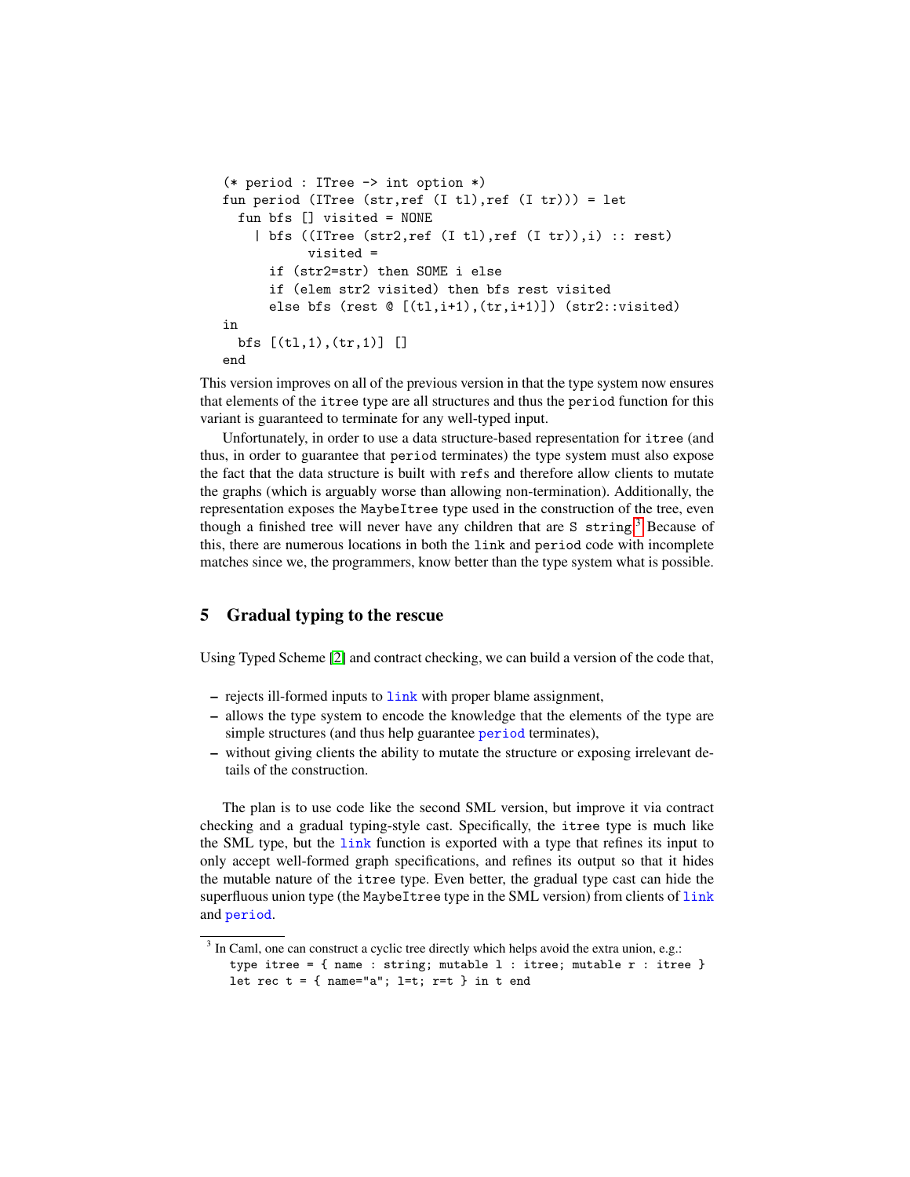```
(* period : ITree -> int option *)
fun period (ITree (str,ref (I tl),ref (I tr))) = let
  fun bfs [] visited = NONE
    | bfs ((ITree (str2,ref (I tl),ref (I tr)),i) :: rest)
          visited =
      if (str2=str) then SOME i else
      if (elem str2 visited) then bfs rest visited
      else bfs (rest @ [(tl,i+1),(tr,i+1)]) (str2::visited)
in
  bfs [(tl,1),(tr,1)] []
end
```

This version improves on all of the previous version in that the type system now ensures that elements of the `itree` type are all structures and thus the `period` function for this variant is guaranteed to terminate for any well-typed input.

Unfortunately, in order to use a data structure-based representation for `itree` (and thus, in order to guarantee that `period` terminates) the type system must also expose the fact that the data structure is built with `refs` and therefore allow clients to mutate the graphs (which is arguably worse than allowing non-termination). Additionally, the representation exposes the `MaybeItree` type used in the construction of the tree, even though a finished tree will never have any children that are `S string`.[3] Because of this, there are numerous locations in both the `link` and `period` code with incomplete matches since we, the programmers, know better than the type system what is possible.

## 5 Gradual typing to the rescue

Using Typed Scheme [2] and contract checking, we can build a version of the code that,

- rejects ill-formed inputs to `link` with proper blame assignment,
- allows the type system to encode the knowledge that the elements of the type are simple structures (and thus help guarantee `period` terminates),
- without giving clients the ability to mutate the structure or exposing irrelevant details of the construction.

The plan is to use code like the second SML version, but improve it via contract checking and a gradual typing-style cast. Specifically, the `itree` type is much like the SML type, but the `link` function is exported with a type that refines its input to only accept well-formed graph specifications, and refines its output so that it hides the mutable nature of the `itree` type. Even better, the gradual type cast can hide the superfluous union type (the `MaybeItree` type in the SML version) from clients of `link` and `period`.

---

[3] In Caml, one can construct a cyclic tree directly which helps avoid the extra union, e.g.:

```
type itree = { name : string; mutable l : itree; mutable r : itree }
let rec t = { name="a"; l=t; r=t } in t end
```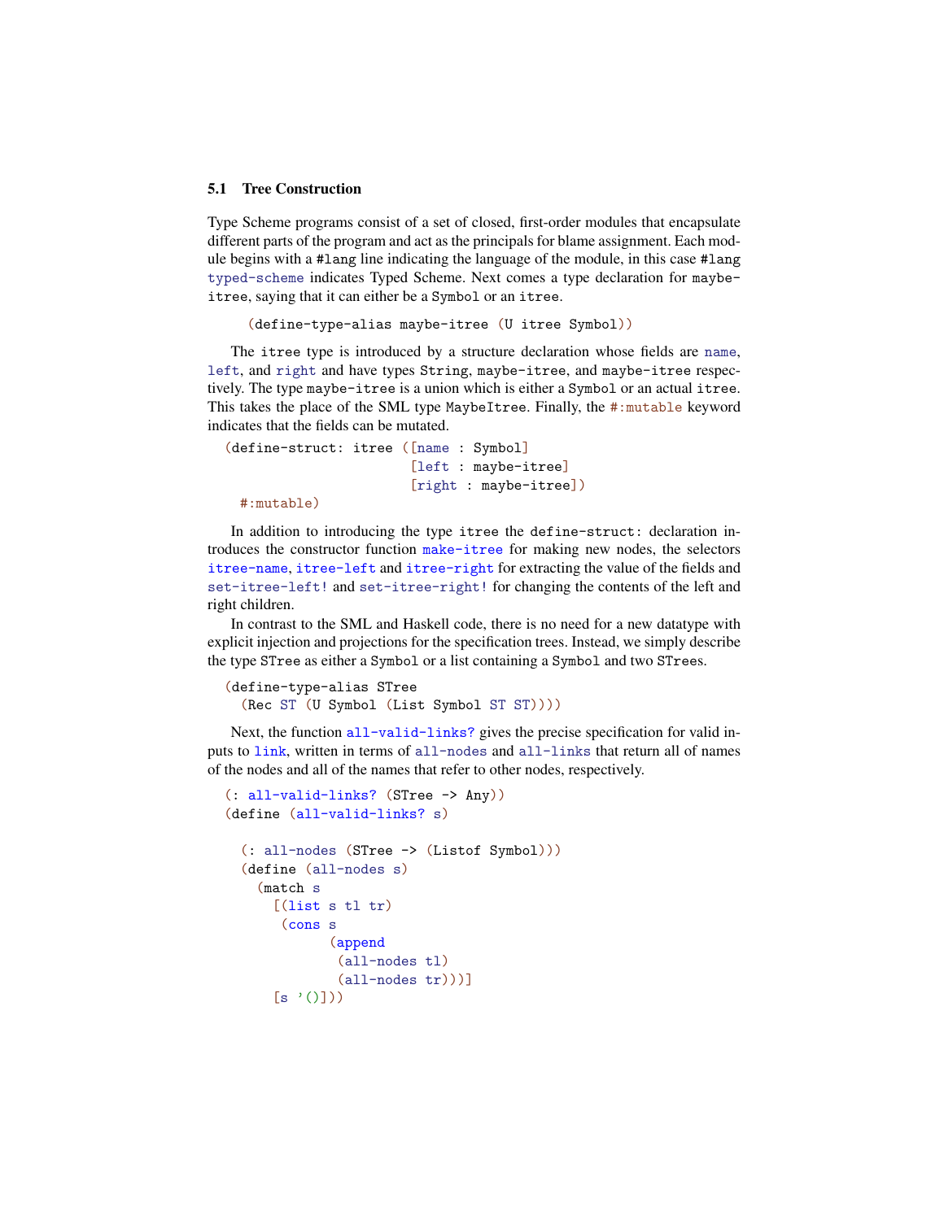### 5.1 Tree Construction

Type Scheme programs consist of a set of closed, first-order modules that encapsulate different parts of the program and act as the principals for blame assignment. Each module begins with a `#lang` line indicating the language of the module, in this case `#lang typed-scheme` indicates Typed Scheme. Next comes a type declaration for `maybe-itree`, saying that it can either be a `Symbol` or an `itree`.

```
(define-type-alias maybe-itree (U itree Symbol))
```

The `itree` type is introduced by a structure declaration whose fields are `name`, `left`, and `right` and have types `String`, `maybe-itree`, and `maybe-itree` respectively. The type `maybe-itree` is a union which is either a `Symbol` or an actual `itree`. This takes the place of the SML type `MaybeItree`. Finally, the `#:mutable` keyword indicates that the fields can be mutated.

```
(define-struct: itree ([name : Symbol]
                       [left : maybe-itree]
                       [right : maybe-itree])
  #:mutable)
```

In addition to introducing the type `itree` the `define-struct:` declaration introduces the constructor function `make-itree` for making new nodes, the selectors `itree-name`, `itree-left` and `itree-right` for extracting the value of the fields and `set-itree-left!` and `set-itree-right!` for changing the contents of the left and right children.

In contrast to the SML and Haskell code, there is no need for a new datatype with explicit injection and projections for the specification trees. Instead, we simply describe the type `STree` as either a `Symbol` or a list containing a `Symbol` and two `STree`s.

```
(define-type-alias STree
  (Rec ST (U Symbol (List Symbol ST ST))))
```

Next, the function `all-valid-links?` gives the precise specification for valid inputs to `link`, written in terms of `all-nodes` and `all-links` that return all of names of the nodes and all of the names that refer to other nodes, respectively.

```
(: all-valid-links? (STree -> Any))
(define (all-valid-links? s)

  (: all-nodes (STree -> (Listof Symbol)))
  (define (all-nodes s)
    (match s
      [(list s tl tr)
       (cons s
             (append
              (all-nodes tl)
              (all-nodes tr)))]
      [s '()]))
```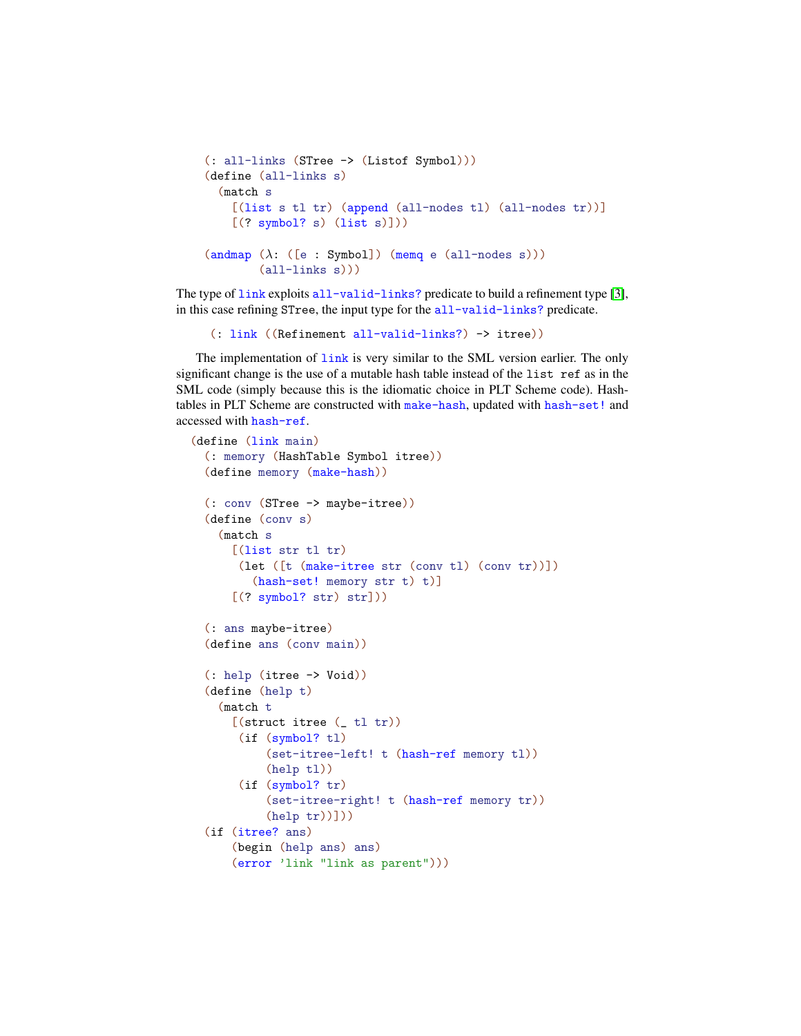```
(: all-links (STree -> (Listof Symbol)))
(define (all-links s)
  (match s
    [(list s tl tr) (append (all-nodes tl) (all-nodes tr))]
    [(? symbol? s) (list s)]))

(andmap (λ: ([e : Symbol]) (memq e (all-nodes s)))
        (all-links s)))
```

The type of `link` exploits `all-valid-links?` predicate to build a refinement type [3], in this case refining `STree`, the input type for the `all-valid-links?` predicate.

```
(: link ((Refinement all-valid-links?) -> itree))
```

The implementation of `link` is very similar to the SML version earlier. The only significant change is the use of a mutable hash table instead of the `list ref` as in the SML code (simply because this is the idiomatic choice in PLT Scheme code). Hashtables in PLT Scheme are constructed with `make-hash`, updated with `hash-set!` and accessed with `hash-ref`.

```
(define (link main)
  (: memory (HashTable Symbol itree))
  (define memory (make-hash))

  (: conv (STree -> maybe-itree))
  (define (conv s)
    (match s
      [(list str tl tr)
       (let ([t (make-itree str (conv tl) (conv tr))])
         (hash-set! memory str t) t)]
      [(? symbol? str) str]))

  (: ans maybe-itree)
  (define ans (conv main))

  (: help (itree -> Void))
  (define (help t)
    (match t
      [(struct itree (_ tl tr))
       (if (symbol? tl)
           (set-itree-left! t (hash-ref memory tl))
           (help tl))
       (if (symbol? tr)
           (set-itree-right! t (hash-ref memory tr))
           (help tr))]))
  (if (itree? ans)
      (begin (help ans) ans)
      (error 'link "link as parent")))
```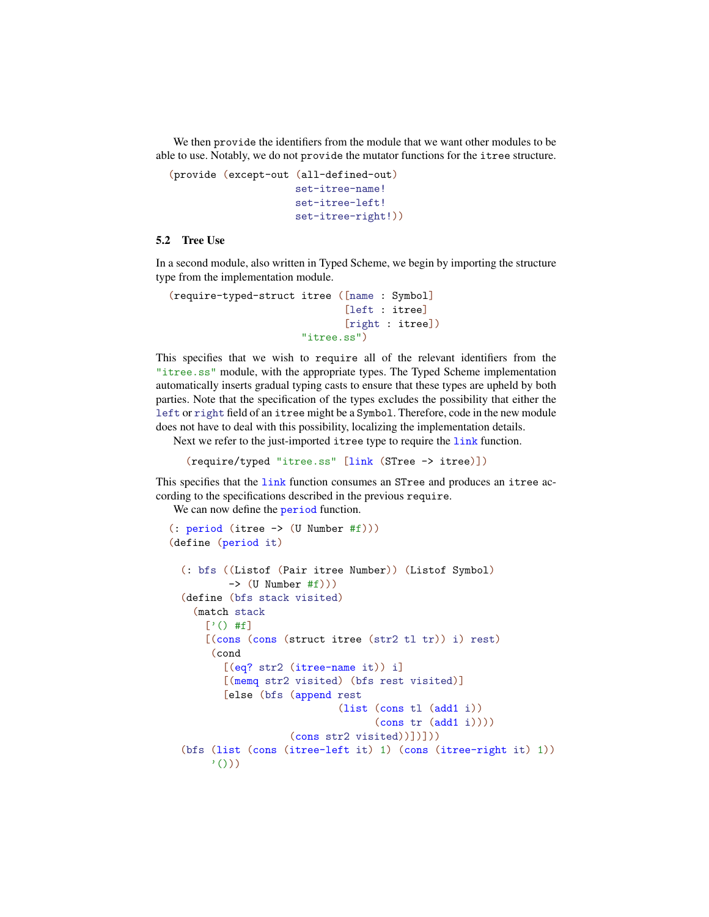We then `provide` the identifiers from the module that we want other modules to be able to use. Notably, we do not `provide` the mutator functions for the `itree` structure.

```
(provide (except-out (all-defined-out)
                     set-itree-name!
                     set-itree-left!
                     set-itree-right!))
```

### 5.2 Tree Use

In a second module, also written in Typed Scheme, we begin by importing the structure type from the implementation module.

```
(require-typed-struct itree ([name : Symbol]
                             [left : itree]
                             [right : itree])
                      "itree.ss")
```

This specifies that we wish to `require` all of the relevant identifiers from the `"itree.ss"` module, with the appropriate types. The Typed Scheme implementation automatically inserts gradual typing casts to ensure that these types are upheld by both parties. Note that the specification of the types excludes the possibility that either the `left` or `right` field of an `itree` might be a `Symbol`. Therefore, code in the new module does not have to deal with this possibility, localizing the implementation details.

Next we refer to the just-imported `itree` type to require the `link` function.

```
(require/typed "itree.ss" [link (STree -> itree)])
```

This specifies that the `link` function consumes an `STree` and produces an `itree` according to the specifications described in the previous `require`.

We can now define the `period` function.

```
(: period (itree -> (U Number #f)))
(define (period it)

  (: bfs ((Listof (Pair itree Number)) (Listof Symbol)
         -> (U Number #f)))
  (define (bfs stack visited)
    (match stack
      ['() #f]
      [(cons (cons (struct itree (str2 tl tr)) i) rest)
       (cond
         [(eq? str2 (itree-name it)) i]
         [(memq str2 visited) (bfs rest visited)]
         [else (bfs (append rest
                            (list (cons tl (add1 i))
                                  (cons tr (add1 i))))
                    (cons str2 visited))])]))
  (bfs (list (cons (itree-left it) 1) (cons (itree-right it) 1))
       '()))
```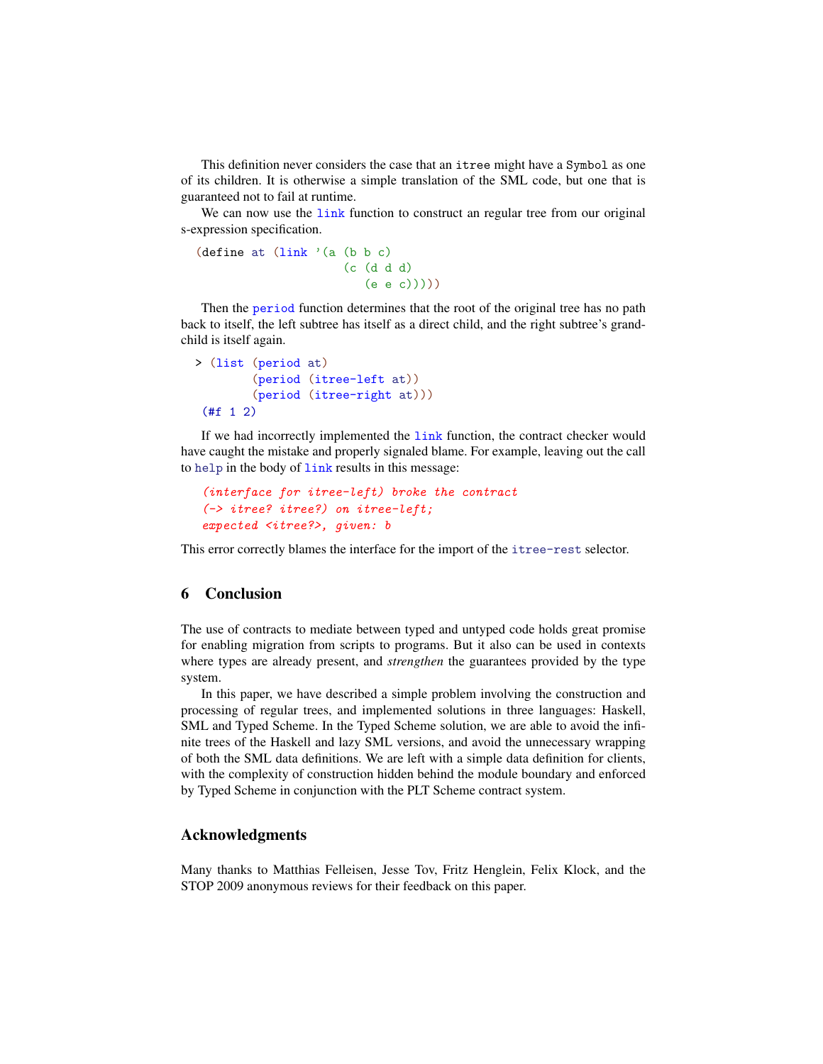This definition never considers the case that an `itree` might have a `Symbol` as one of its children. It is otherwise a simple translation of the SML code, but one that is guaranteed not to fail at runtime.

We can now use the `link` function to construct an regular tree from our original s-expression specification.

```
(define at (link '(a (b b c)
                     (c (d d d)
                        (e e c)))))
```

Then the `period` function determines that the root of the original tree has no path back to itself, the left subtree has itself as a direct child, and the right subtree's grandchild is itself again.

```
> (list (period at)
        (period (itree-left at))
        (period (itree-right at)))
 (#f 1 2)
```

If we had incorrectly implemented the `link` function, the contract checker would have caught the mistake and properly signaled blame. For example, leaving out the call to `help` in the body of `link` results in this message:

```
(interface for itree-left) broke the contract
(-> itree? itree?) on itree-left;
expected <itree?>, given: b
```

This error correctly blames the interface for the import of the `itree-rest` selector.

## 6 Conclusion

The use of contracts to mediate between typed and untyped code holds great promise for enabling migration from scripts to programs. But it also can be used in contexts where types are already present, and *strengthen* the guarantees provided by the type system.

In this paper, we have described a simple problem involving the construction and processing of regular trees, and implemented solutions in three languages: Haskell, SML and Typed Scheme. In the Typed Scheme solution, we are able to avoid the infinite trees of the Haskell and lazy SML versions, and avoid the unnecessary wrapping of both the SML data definitions. We are left with a simple data definition for clients, with the complexity of construction hidden behind the module boundary and enforced by Typed Scheme in conjunction with the PLT Scheme contract system.

## Acknowledgments

Many thanks to Matthias Felleisen, Jesse Tov, Fritz Henglein, Felix Klock, and the STOP 2009 anonymous reviews for their feedback on this paper.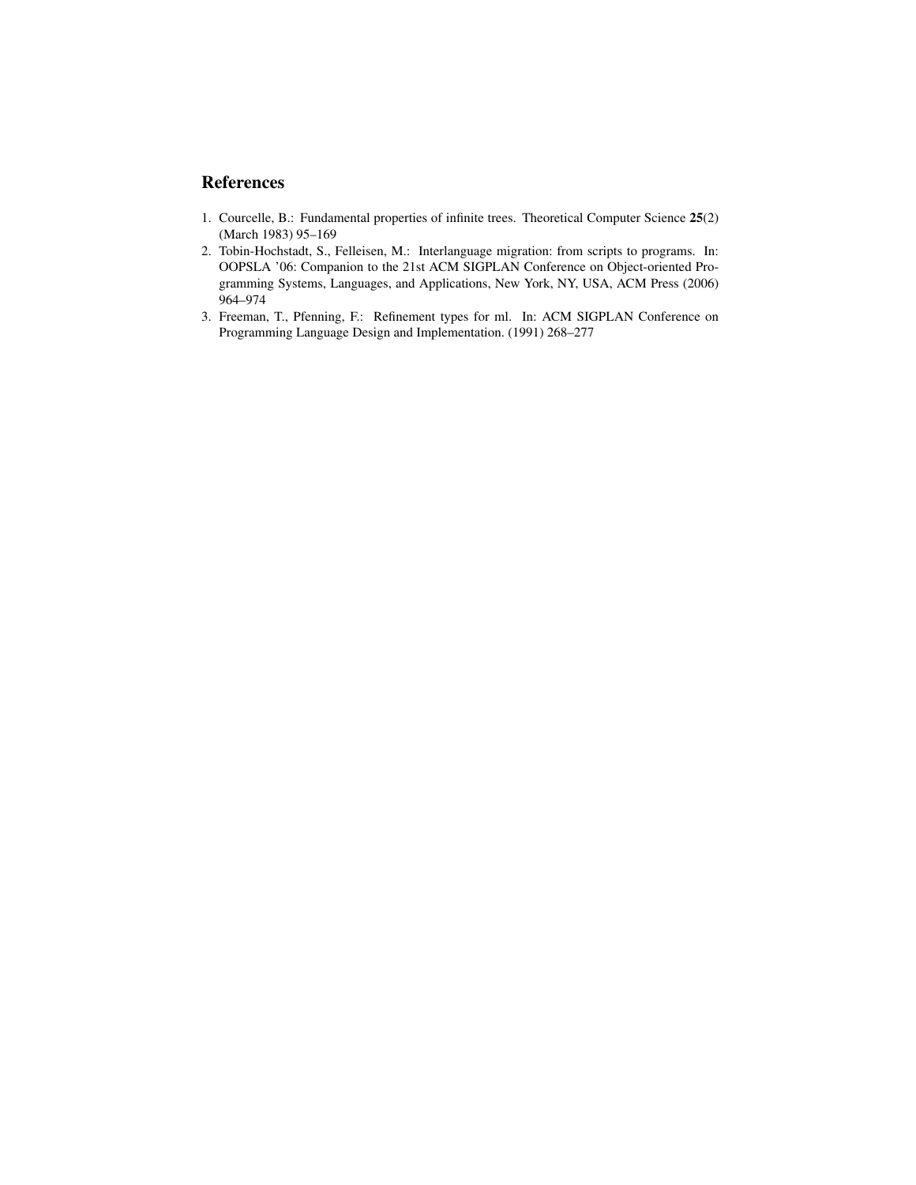## References

1. Courcelle, B.: Fundamental properties of infinite trees. Theoretical Computer Science **25**(2) (March 1983) 95–169
2. Tobin-Hochstadt, S., Felleisen, M.: Interlanguage migration: from scripts to programs. In: OOPSLA '06: Companion to the 21st ACM SIGPLAN Conference on Object-oriented Programming Systems, Languages, and Applications, New York, NY, USA, ACM Press (2006) 964–974
3. Freeman, T., Pfenning, F.: Refinement types for ml. In: ACM SIGPLAN Conference on Programming Language Design and Implementation. (1991) 268–277